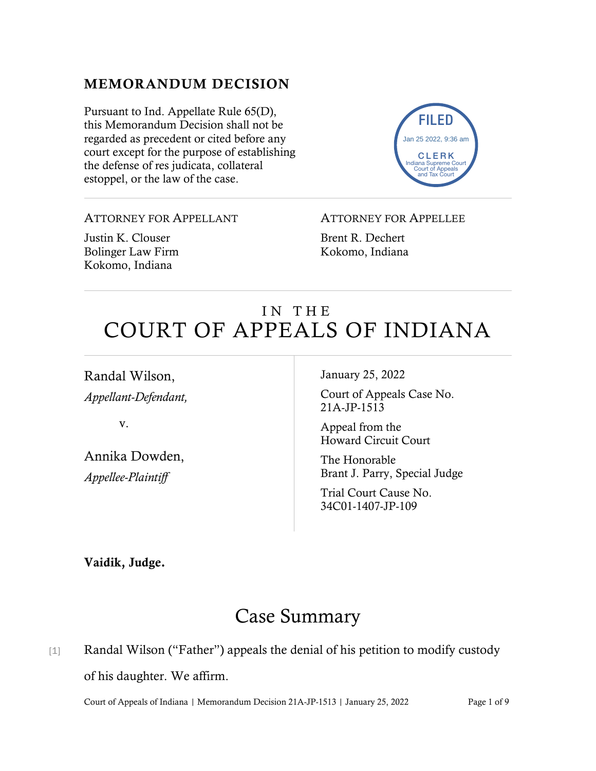## MEMORANDUM DECISION

Pursuant to Ind. Appellate Rule 65(D), this Memorandum Decision shall not be regarded as precedent or cited before any court except for the purpose of establishing the defense of res judicata, collateral estoppel, or the law of the case.

FILED
Jan 25 2022, 9:36 am
CLERK
Indiana Supreme Court
Court of Appeals
and Tax Court

---

ATTORNEY FOR APPELLANT

Justin K. Clouser
Bolinger Law Firm
Kokomo, Indiana

ATTORNEY FOR APPELLEE

Brent R. Dechert
Kokomo, Indiana

---

# IN THE COURT OF APPEALS OF INDIANA

Randal Wilson,
*Appellant-Defendant,*

v.

Annika Dowden,
*Appellee-Plaintiff*

January 25, 2022

Court of Appeals Case No. 21A-JP-1513

Appeal from the Howard Circuit Court

The Honorable Brant J. Parry, Special Judge

Trial Court Cause No. 34C01-1407-JP-109

**Vaidik, Judge.**

# Case Summary

[1] Randal Wilson ("Father") appeals the denial of his petition to modify custody of his daughter. We affirm.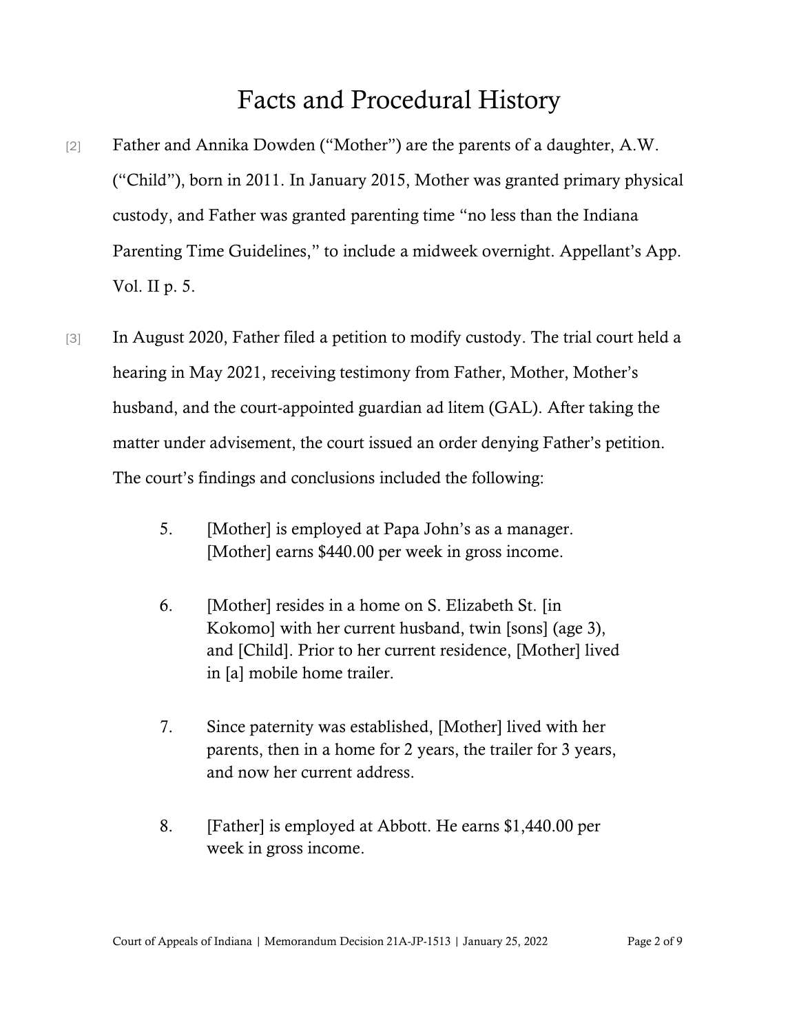# Facts and Procedural History

[2] Father and Annika Dowden ("Mother") are the parents of a daughter, A.W. ("Child"), born in 2011. In January 2015, Mother was granted primary physical custody, and Father was granted parenting time "no less than the Indiana Parenting Time Guidelines," to include a midweek overnight. Appellant's App. Vol. II p. 5.

[3] In August 2020, Father filed a petition to modify custody. The trial court held a hearing in May 2021, receiving testimony from Father, Mother, Mother's husband, and the court-appointed guardian ad litem (GAL). After taking the matter under advisement, the court issued an order denying Father's petition. The court's findings and conclusions included the following:

> 5. [Mother] is employed at Papa John's as a manager. [Mother] earns $440.00 per week in gross income.
>
> 6. [Mother] resides in a home on S. Elizabeth St. [in Kokomo] with her current husband, twin [sons] (age 3), and [Child]. Prior to her current residence, [Mother] lived in [a] mobile home trailer.
>
> 7. Since paternity was established, [Mother] lived with her parents, then in a home for 2 years, the trailer for 3 years, and now her current address.
>
> 8. [Father] is employed at Abbott. He earns $1,440.00 per week in gross income.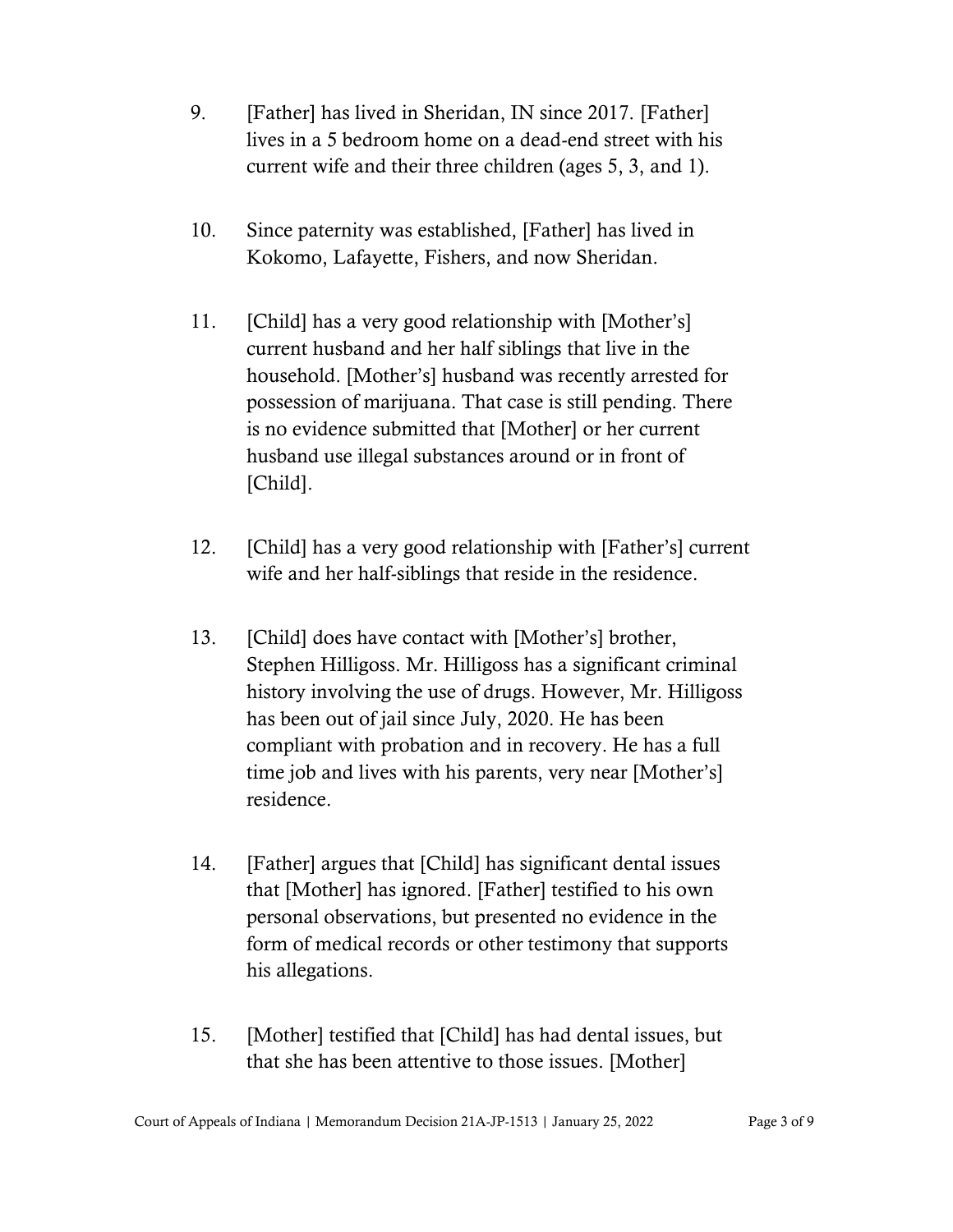9. [Father] has lived in Sheridan, IN since 2017. [Father] lives in a 5 bedroom home on a dead-end street with his current wife and their three children (ages 5, 3, and 1).

10. Since paternity was established, [Father] has lived in Kokomo, Lafayette, Fishers, and now Sheridan.

11. [Child] has a very good relationship with [Mother's] current husband and her half siblings that live in the household. [Mother's] husband was recently arrested for possession of marijuana. That case is still pending. There is no evidence submitted that [Mother] or her current husband use illegal substances around or in front of [Child].

12. [Child] has a very good relationship with [Father's] current wife and her half-siblings that reside in the residence.

13. [Child] does have contact with [Mother's] brother, Stephen Hilligoss. Mr. Hilligoss has a significant criminal history involving the use of drugs. However, Mr. Hilligoss has been out of jail since July, 2020. He has been compliant with probation and in recovery. He has a full time job and lives with his parents, very near [Mother's] residence.

14. [Father] argues that [Child] has significant dental issues that [Mother] has ignored. [Father] testified to his own personal observations, but presented no evidence in the form of medical records or other testimony that supports his allegations.

15. [Mother] testified that [Child] has had dental issues, but that she has been attentive to those issues. [Mother]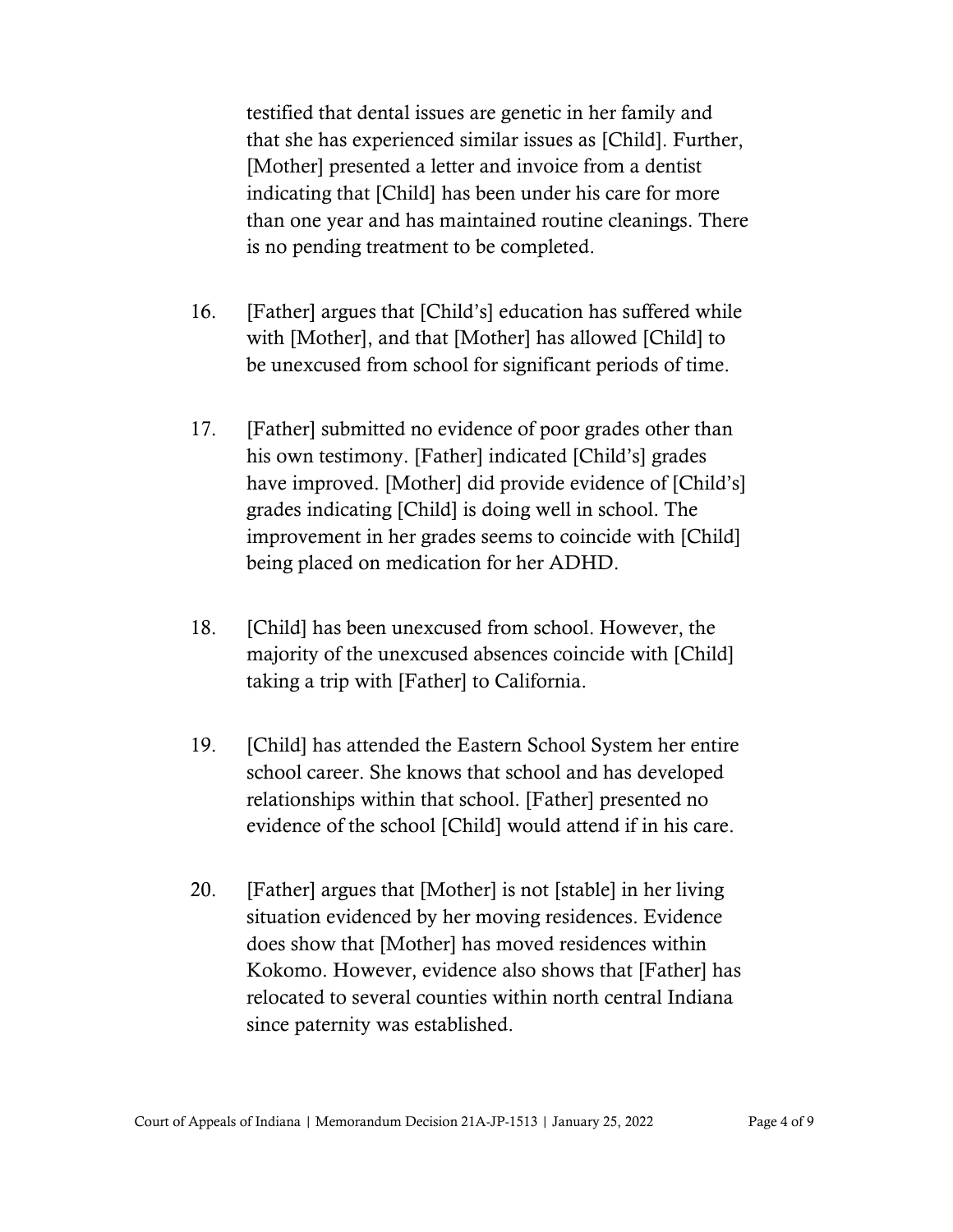testified that dental issues are genetic in her family and that she has experienced similar issues as [Child]. Further, [Mother] presented a letter and invoice from a dentist indicating that [Child] has been under his care for more than one year and has maintained routine cleanings. There is no pending treatment to be completed.

16. [Father] argues that [Child's] education has suffered while with [Mother], and that [Mother] has allowed [Child] to be unexcused from school for significant periods of time.

17. [Father] submitted no evidence of poor grades other than his own testimony. [Father] indicated [Child's] grades have improved. [Mother] did provide evidence of [Child's] grades indicating [Child] is doing well in school. The improvement in her grades seems to coincide with [Child] being placed on medication for her ADHD.

18. [Child] has been unexcused from school. However, the majority of the unexcused absences coincide with [Child] taking a trip with [Father] to California.

19. [Child] has attended the Eastern School System her entire school career. She knows that school and has developed relationships within that school. [Father] presented no evidence of the school [Child] would attend if in his care.

20. [Father] argues that [Mother] is not [stable] in her living situation evidenced by her moving residences. Evidence does show that [Mother] has moved residences within Kokomo. However, evidence also shows that [Father] has relocated to several counties within north central Indiana since paternity was established.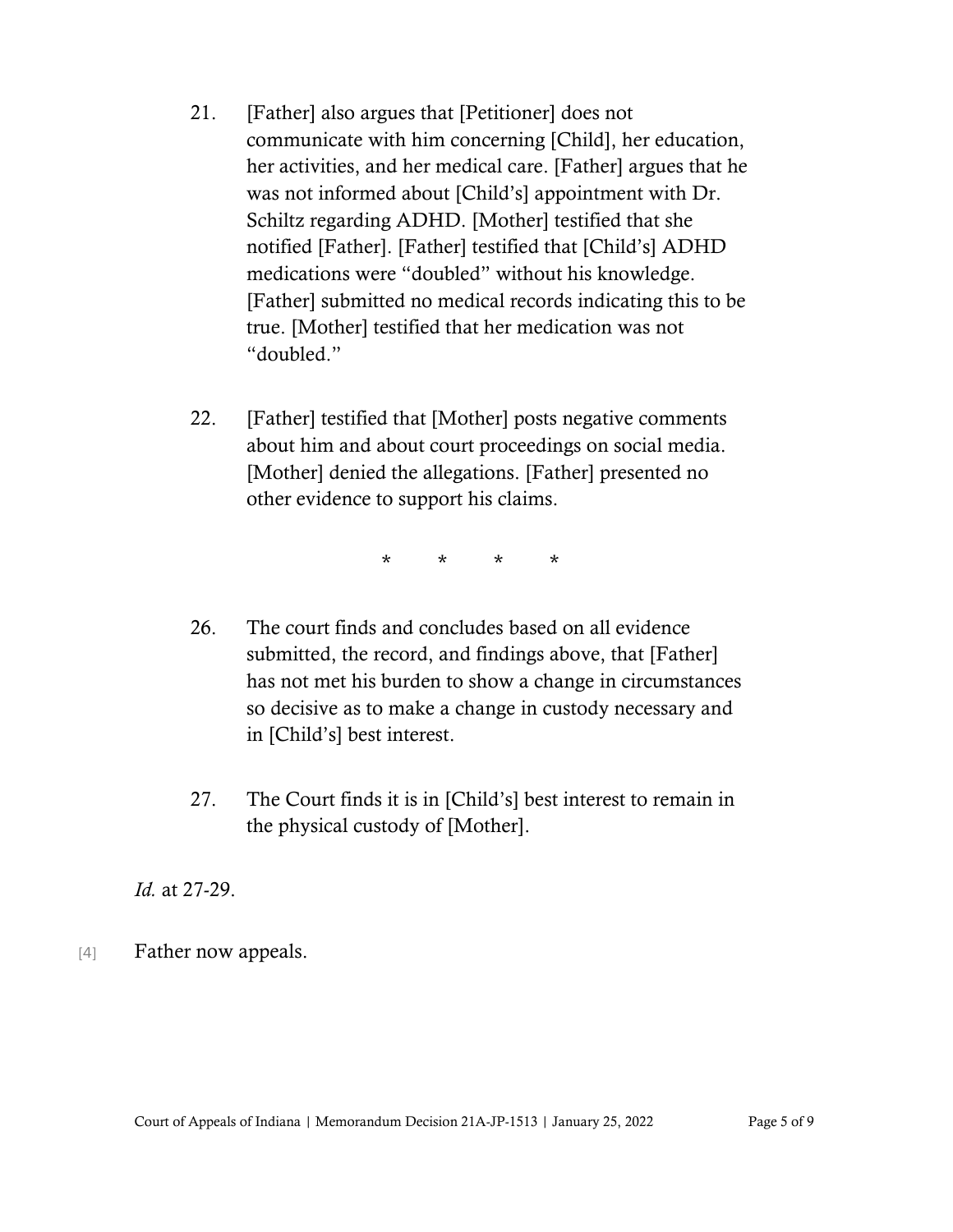21. [Father] also argues that [Petitioner] does not communicate with him concerning [Child], her education, her activities, and her medical care. [Father] argues that he was not informed about [Child's] appointment with Dr. Schiltz regarding ADHD. [Mother] testified that she notified [Father]. [Father] testified that [Child's] ADHD medications were "doubled" without his knowledge. [Father] submitted no medical records indicating this to be true. [Mother] testified that her medication was not "doubled."

22. [Father] testified that [Mother] posts negative comments about him and about court proceedings on social media. [Mother] denied the allegations. [Father] presented no other evidence to support his claims.

\* \* \* \*

26. The court finds and concludes based on all evidence submitted, the record, and findings above, that [Father] has not met his burden to show a change in circumstances so decisive as to make a change in custody necessary and in [Child's] best interest.

27. The Court finds it is in [Child's] best interest to remain in the physical custody of [Mother].

*Id.* at 27-29.

[4] Father now appeals.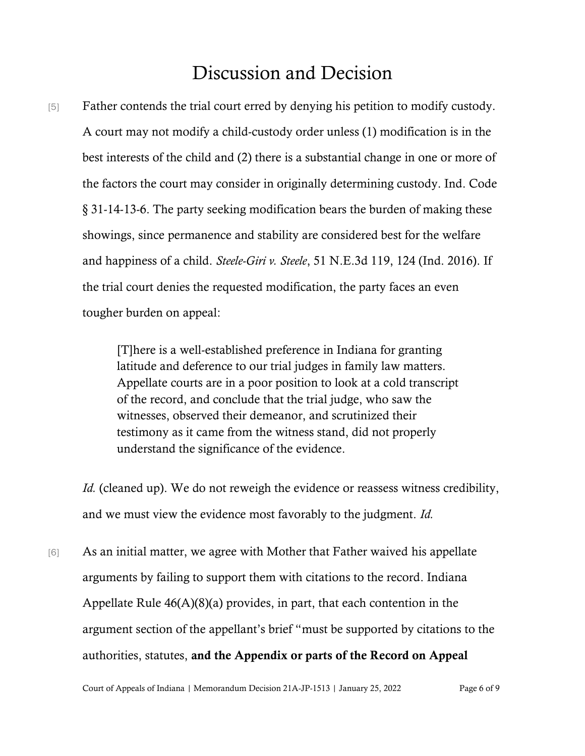# Discussion and Decision

[5] Father contends the trial court erred by denying his petition to modify custody. A court may not modify a child-custody order unless (1) modification is in the best interests of the child and (2) there is a substantial change in one or more of the factors the court may consider in originally determining custody. Ind. Code § 31-14-13-6. The party seeking modification bears the burden of making these showings, since permanence and stability are considered best for the welfare and happiness of a child. *Steele-Giri v. Steele*, 51 N.E.3d 119, 124 (Ind. 2016). If the trial court denies the requested modification, the party faces an even tougher burden on appeal:

> [T]here is a well-established preference in Indiana for granting latitude and deference to our trial judges in family law matters. Appellate courts are in a poor position to look at a cold transcript of the record, and conclude that the trial judge, who saw the witnesses, observed their demeanor, and scrutinized their testimony as it came from the witness stand, did not properly understand the significance of the evidence.

*Id.* (cleaned up). We do not reweigh the evidence or reassess witness credibility, and we must view the evidence most favorably to the judgment. *Id.*

[6] As an initial matter, we agree with Mother that Father waived his appellate arguments by failing to support them with citations to the record. Indiana Appellate Rule 46(A)(8)(a) provides, in part, that each contention in the argument section of the appellant's brief "must be supported by citations to the authorities, statutes, **and the Appendix or parts of the Record on Appeal**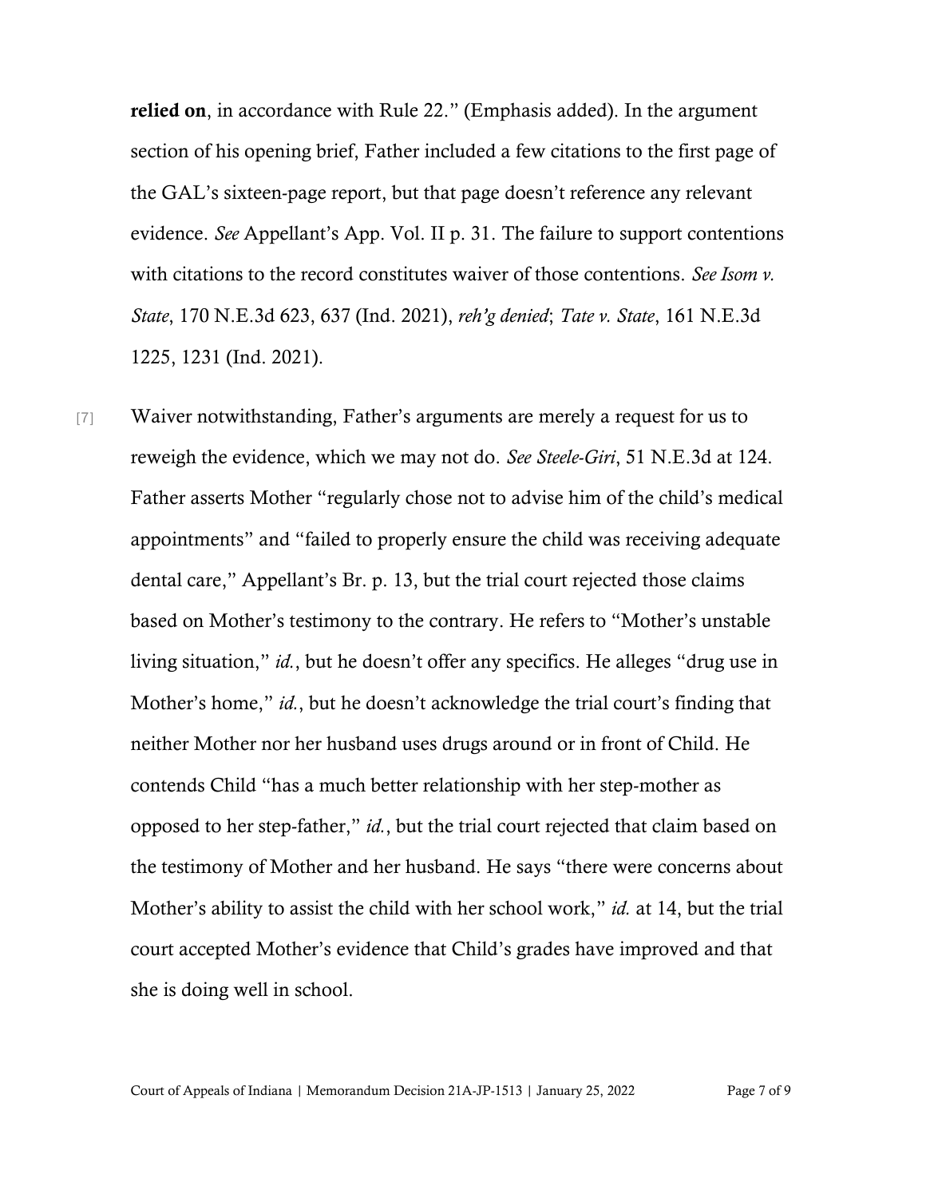**relied on**, in accordance with Rule 22." (Emphasis added). In the argument section of his opening brief, Father included a few citations to the first page of the GAL's sixteen-page report, but that page doesn't reference any relevant evidence. *See* Appellant's App. Vol. II p. 31. The failure to support contentions with citations to the record constitutes waiver of those contentions. *See Isom v. State*, 170 N.E.3d 623, 637 (Ind. 2021), *reh'g denied*; *Tate v. State*, 161 N.E.3d 1225, 1231 (Ind. 2021).

[7] Waiver notwithstanding, Father's arguments are merely a request for us to reweigh the evidence, which we may not do. *See Steele-Giri*, 51 N.E.3d at 124. Father asserts Mother "regularly chose not to advise him of the child's medical appointments" and "failed to properly ensure the child was receiving adequate dental care," Appellant's Br. p. 13, but the trial court rejected those claims based on Mother's testimony to the contrary. He refers to "Mother's unstable living situation," *id.*, but he doesn't offer any specifics. He alleges "drug use in Mother's home," *id.*, but he doesn't acknowledge the trial court's finding that neither Mother nor her husband uses drugs around or in front of Child. He contends Child "has a much better relationship with her step-mother as opposed to her step-father," *id.*, but the trial court rejected that claim based on the testimony of Mother and her husband. He says "there were concerns about Mother's ability to assist the child with her school work," *id.* at 14, but the trial court accepted Mother's evidence that Child's grades have improved and that she is doing well in school.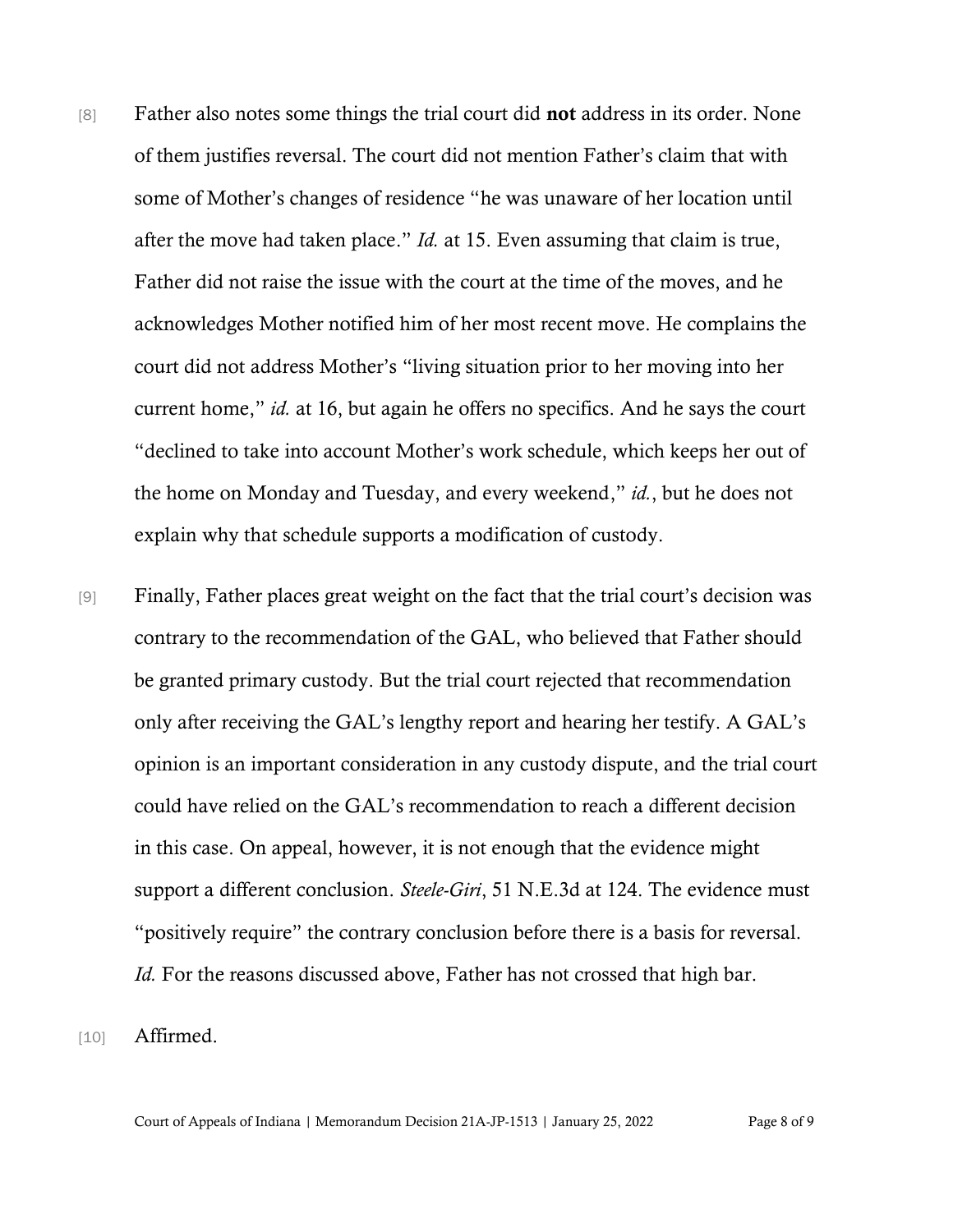[8] Father also notes some things the trial court did **not** address in its order. None of them justifies reversal. The court did not mention Father's claim that with some of Mother's changes of residence "he was unaware of her location until after the move had taken place." *Id.* at 15. Even assuming that claim is true, Father did not raise the issue with the court at the time of the moves, and he acknowledges Mother notified him of her most recent move. He complains the court did not address Mother's "living situation prior to her moving into her current home," *id.* at 16, but again he offers no specifics. And he says the court "declined to take into account Mother's work schedule, which keeps her out of the home on Monday and Tuesday, and every weekend," *id.*, but he does not explain why that schedule supports a modification of custody.

[9] Finally, Father places great weight on the fact that the trial court's decision was contrary to the recommendation of the GAL, who believed that Father should be granted primary custody. But the trial court rejected that recommendation only after receiving the GAL's lengthy report and hearing her testify. A GAL's opinion is an important consideration in any custody dispute, and the trial court could have relied on the GAL's recommendation to reach a different decision in this case. On appeal, however, it is not enough that the evidence might support a different conclusion. *Steele-Giri*, 51 N.E.3d at 124. The evidence must "positively require" the contrary conclusion before there is a basis for reversal. *Id.* For the reasons discussed above, Father has not crossed that high bar.

[10] Affirmed.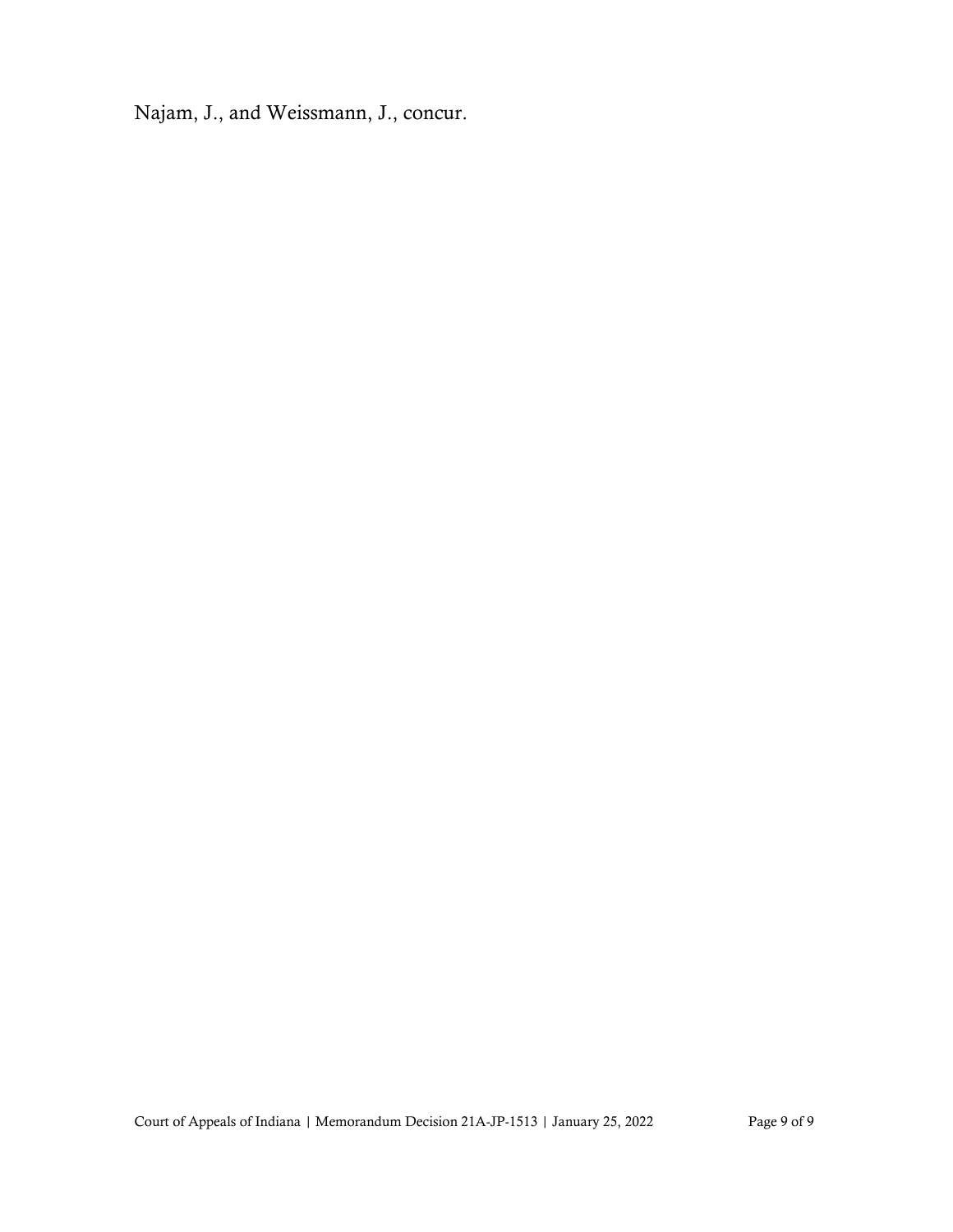Najam, J., and Weissmann, J., concur.